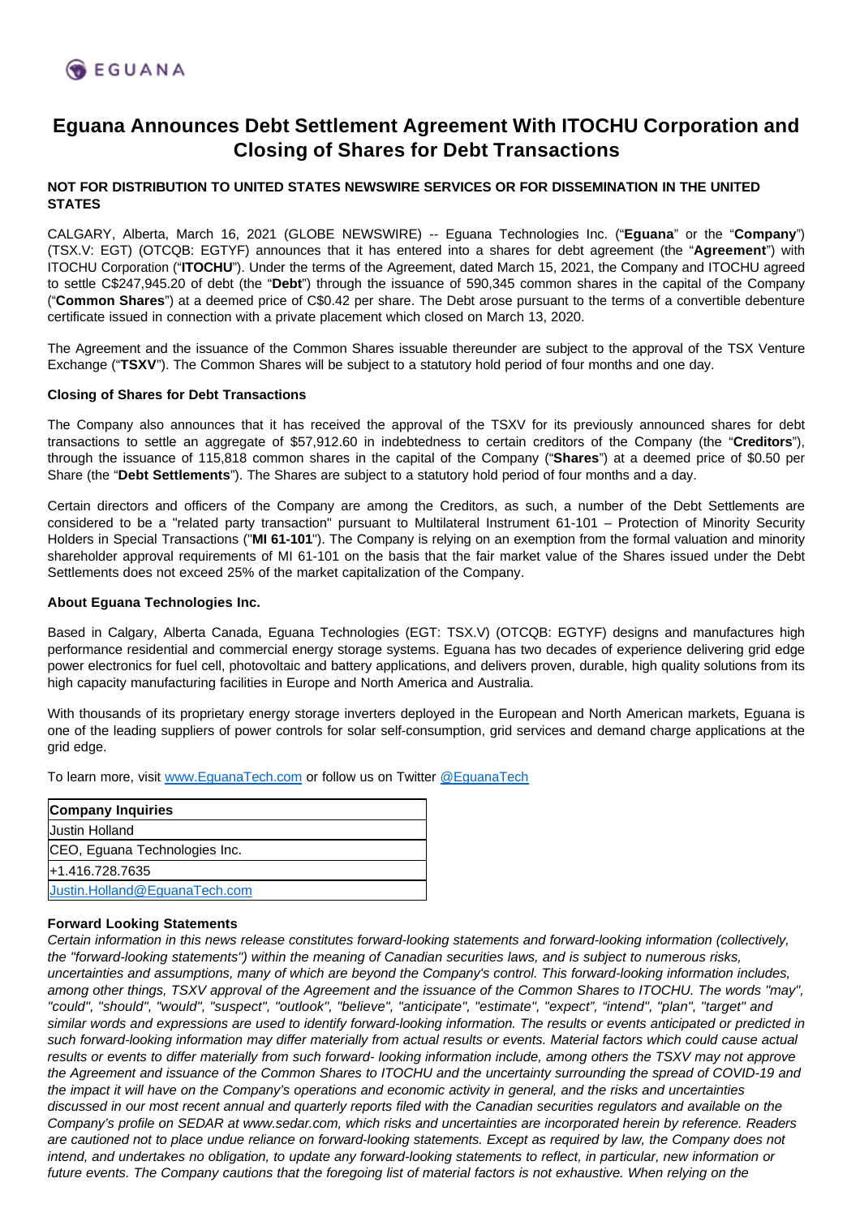EGUANA

# Eguana Announces Debt Settlement Agreement With ITOCHU Corporation and Closing of Shares for Debt Transactions

**NOT FOR DISTRIBUTION TO UNITED STATES NEWSWIRE SERVICES OR FOR DISSEMINATION IN THE UNITED STATES**

CALGARY, Alberta, March 16, 2021 (GLOBE NEWSWIRE) -- Eguana Technologies Inc. ("**Eguana**" or the "**Company**") (TSX.V: EGT) (OTCQB: EGTYF) announces that it has entered into a shares for debt agreement (the "**Agreement**") with ITOCHU Corporation ("**ITOCHU**"). Under the terms of the Agreement, dated March 15, 2021, the Company and ITOCHU agreed to settle C$247,945.20 of debt (the "**Debt**") through the issuance of 590,345 common shares in the capital of the Company ("**Common Shares**") at a deemed price of C$0.42 per share. The Debt arose pursuant to the terms of a convertible debenture certificate issued in connection with a private placement which closed on March 13, 2020.

The Agreement and the issuance of the Common Shares issuable thereunder are subject to the approval of the TSX Venture Exchange ("**TSXV**"). The Common Shares will be subject to a statutory hold period of four months and one day.

**Closing of Shares for Debt Transactions**

The Company also announces that it has received the approval of the TSXV for its previously announced shares for debt transactions to settle an aggregate of $57,912.60 in indebtedness to certain creditors of the Company (the "**Creditors**"), through the issuance of 115,818 common shares in the capital of the Company ("**Shares**") at a deemed price of $0.50 per Share (the "**Debt Settlements**"). The Shares are subject to a statutory hold period of four months and a day.

Certain directors and officers of the Company are among the Creditors, as such, a number of the Debt Settlements are considered to be a "related party transaction" pursuant to Multilateral Instrument 61-101 – Protection of Minority Security Holders in Special Transactions ("**MI 61-101**"). The Company is relying on an exemption from the formal valuation and minority shareholder approval requirements of MI 61-101 on the basis that the fair market value of the Shares issued under the Debt Settlements does not exceed 25% of the market capitalization of the Company.

**About Eguana Technologies Inc.**

Based in Calgary, Alberta Canada, Eguana Technologies (EGT: TSX.V) (OTCQB: EGTYF) designs and manufactures high performance residential and commercial energy storage systems. Eguana has two decades of experience delivering grid edge power electronics for fuel cell, photovoltaic and battery applications, and delivers proven, durable, high quality solutions from its high capacity manufacturing facilities in Europe and North America and Australia.

With thousands of its proprietary energy storage inverters deployed in the European and North American markets, Eguana is one of the leading suppliers of power controls for solar self-consumption, grid services and demand charge applications at the grid edge.

To learn more, visit www.EguanaTech.com or follow us on Twitter @EguanaTech

| **Company Inquiries** |
|---|
| Justin Holland |
| CEO, Eguana Technologies Inc. |
| +1.416.728.7635 |
| Justin.Holland@EguanaTech.com |

**Forward Looking Statements**

*Certain information in this news release constitutes forward-looking statements and forward-looking information (collectively, the "forward-looking statements") within the meaning of Canadian securities laws, and is subject to numerous risks, uncertainties and assumptions, many of which are beyond the Company's control. This forward-looking information includes, among other things, TSXV approval of the Agreement and the issuance of the Common Shares to ITOCHU. The words "may", "could", "should", "would", "suspect", "outlook", "believe", "anticipate", "estimate", "expect", "intend", "plan", "target" and similar words and expressions are used to identify forward-looking information. The results or events anticipated or predicted in such forward-looking information may differ materially from actual results or events. Material factors which could cause actual results or events to differ materially from such forward- looking information include, among others the TSXV may not approve the Agreement and issuance of the Common Shares to ITOCHU and the uncertainty surrounding the spread of COVID-19 and the impact it will have on the Company's operations and economic activity in general, and the risks and uncertainties discussed in our most recent annual and quarterly reports filed with the Canadian securities regulators and available on the Company's profile on SEDAR at www.sedar.com, which risks and uncertainties are incorporated herein by reference. Readers are cautioned not to place undue reliance on forward-looking statements. Except as required by law, the Company does not intend, and undertakes no obligation, to update any forward-looking statements to reflect, in particular, new information or future events. The Company cautions that the foregoing list of material factors is not exhaustive. When relying on the*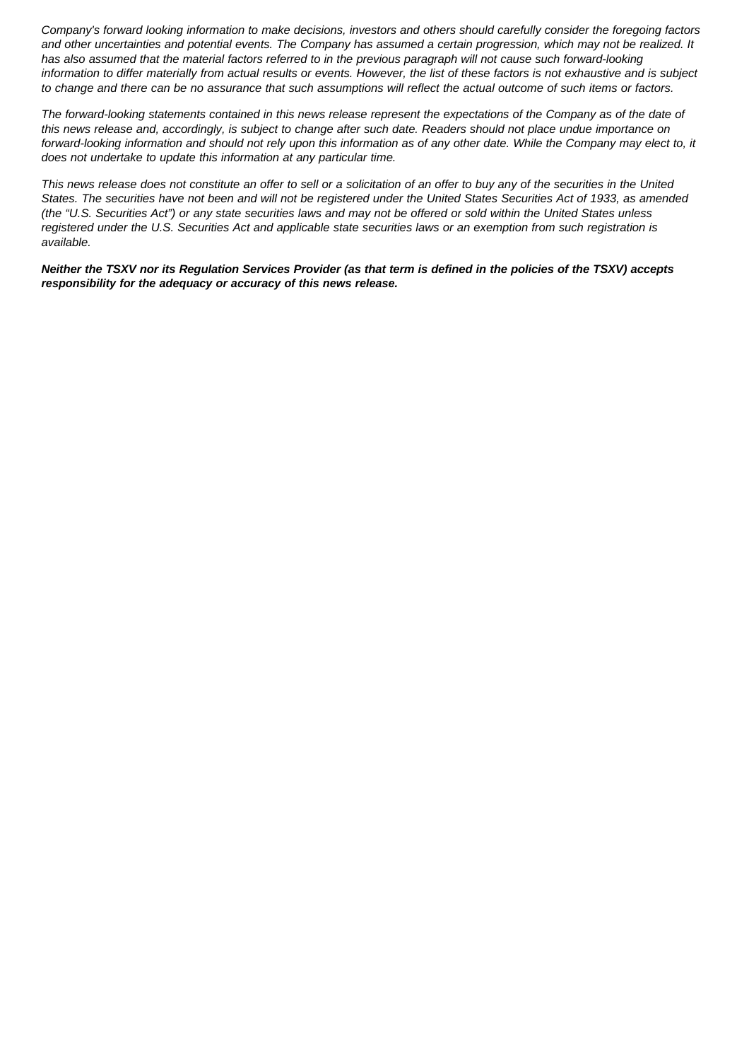*Company's forward looking information to make decisions, investors and others should carefully consider the foregoing factors and other uncertainties and potential events. The Company has assumed a certain progression, which may not be realized. It has also assumed that the material factors referred to in the previous paragraph will not cause such forward-looking information to differ materially from actual results or events. However, the list of these factors is not exhaustive and is subject to change and there can be no assurance that such assumptions will reflect the actual outcome of such items or factors.*

*The forward-looking statements contained in this news release represent the expectations of the Company as of the date of this news release and, accordingly, is subject to change after such date. Readers should not place undue importance on forward-looking information and should not rely upon this information as of any other date. While the Company may elect to, it does not undertake to update this information at any particular time.*

*This news release does not constitute an offer to sell or a solicitation of an offer to buy any of the securities in the United States. The securities have not been and will not be registered under the United States Securities Act of 1933, as amended (the "U.S. Securities Act") or any state securities laws and may not be offered or sold within the United States unless registered under the U.S. Securities Act and applicable state securities laws or an exemption from such registration is available.*

***Neither the TSXV nor its Regulation Services Provider (as that term is defined in the policies of the TSXV) accepts responsibility for the adequacy or accuracy of this news release.***